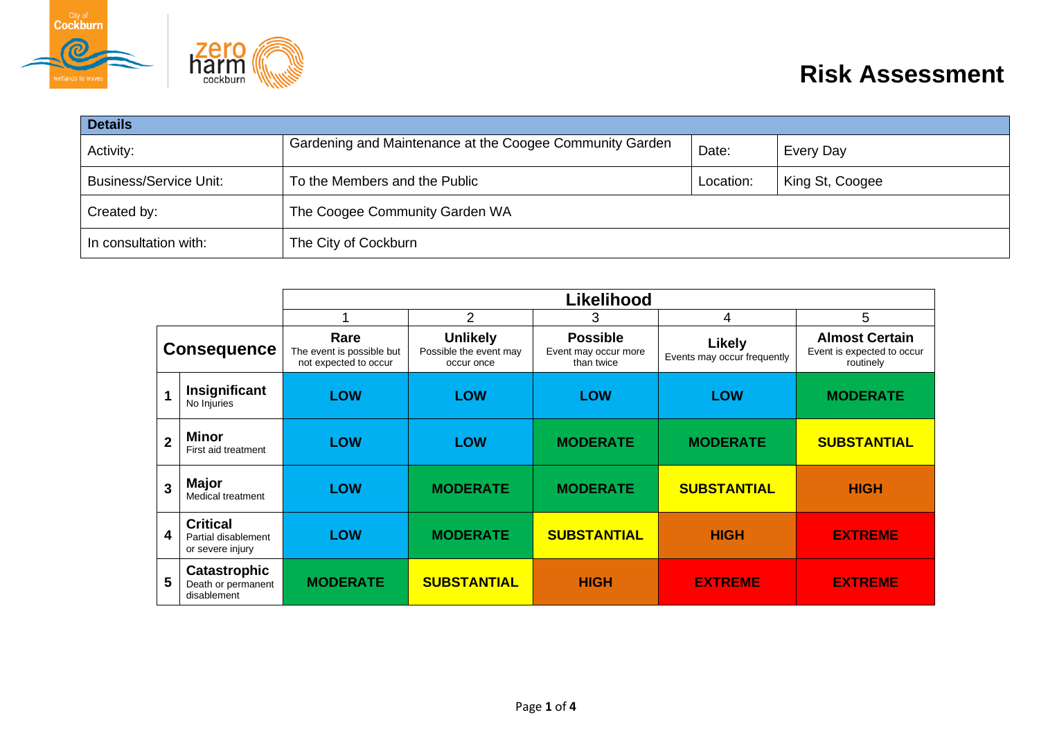# Risk Assessment

| **Details** | | | |
|---|---|---|---|
| Activity: | Gardening and Maintenance at the Coogee Community Garden | Date: | Every Day |
| Business/Service Unit: | To the Members and the Public | Location: | King St, Coogee |
| Created by: | The Coogee Community Garden WA | | |
| In consultation with: | The City of Cockburn | | |

| | | **Likelihood** | | | | |
|---|---|---|---|---|---|---|
| | | 1 | 2 | 3 | 4 | 5 |
| **Consequence** | | **Rare** The event is possible but not expected to occur | **Unlikely** Possible the event may occur once | **Possible** Event may occur more than twice | **Likely** Events may occur frequently | **Almost Certain** Event is expected to occur routinely |
| **1** | **Insignificant** No Injuries | **LOW** | **LOW** | **LOW** | **LOW** | **MODERATE** |
| **2** | **Minor** First aid treatment | **LOW** | **LOW** | **MODERATE** | **MODERATE** | **SUBSTANTIAL** |
| **3** | **Major** Medical treatment | **LOW** | **MODERATE** | **MODERATE** | **SUBSTANTIAL** | **HIGH** |
| **4** | **Critical** Partial disablement or severe injury | **LOW** | **MODERATE** | **SUBSTANTIAL** | **HIGH** | **EXTREME** |
| **5** | **Catastrophic** Death or permanent disablement | **MODERATE** | **SUBSTANTIAL** | **HIGH** | **EXTREME** | **EXTREME** |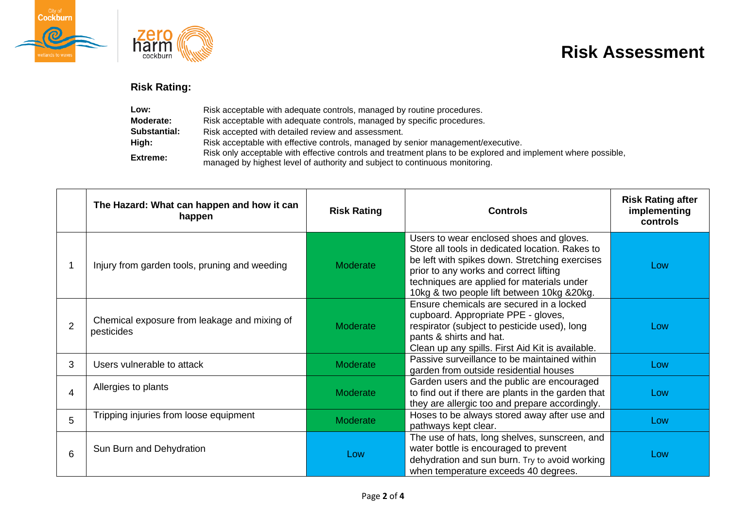# Risk Assessment

**Risk Rating:**

**Low:** Risk acceptable with adequate controls, managed by routine procedures.
**Moderate:** Risk acceptable with adequate controls, managed by specific procedures.
**Substantial:** Risk accepted with detailed review and assessment.
**High:** Risk acceptable with effective controls, managed by senior management/executive.
**Extreme:** Risk only acceptable with effective controls and treatment plans to be explored and implement where possible, managed by highest level of authority and subject to continuous monitoring.

| | The Hazard: What can happen and how it can happen | Risk Rating | Controls | Risk Rating after implementing controls |
|---|---|---|---|---|
| 1 | Injury from garden tools, pruning and weeding | Moderate | Users to wear enclosed shoes and gloves. Store all tools in dedicated location. Rakes to be left with spikes down. Stretching exercises prior to any works and correct lifting techniques are applied for materials under 10kg & two people lift between 10kg &20kg. | Low |
| 2 | Chemical exposure from leakage and mixing of pesticides | Moderate | Ensure chemicals are secured in a locked cupboard. Appropriate PPE - gloves, respirator (subject to pesticide used), long pants & shirts and hat. Clean up any spills. First Aid Kit is available. | Low |
| 3 | Users vulnerable to attack | Moderate | Passive surveillance to be maintained within garden from outside residential houses | Low |
| 4 | Allergies to plants | Moderate | Garden users and the public are encouraged to find out if there are plants in the garden that they are allergic too and prepare accordingly. | Low |
| 5 | Tripping injuries from loose equipment | Moderate | Hoses to be always stored away after use and pathways kept clear. | Low |
| 6 | Sun Burn and Dehydration | Low | The use of hats, long shelves, sunscreen, and water bottle is encouraged to prevent dehydration and sun burn. Try to avoid working when temperature exceeds 40 degrees. | Low |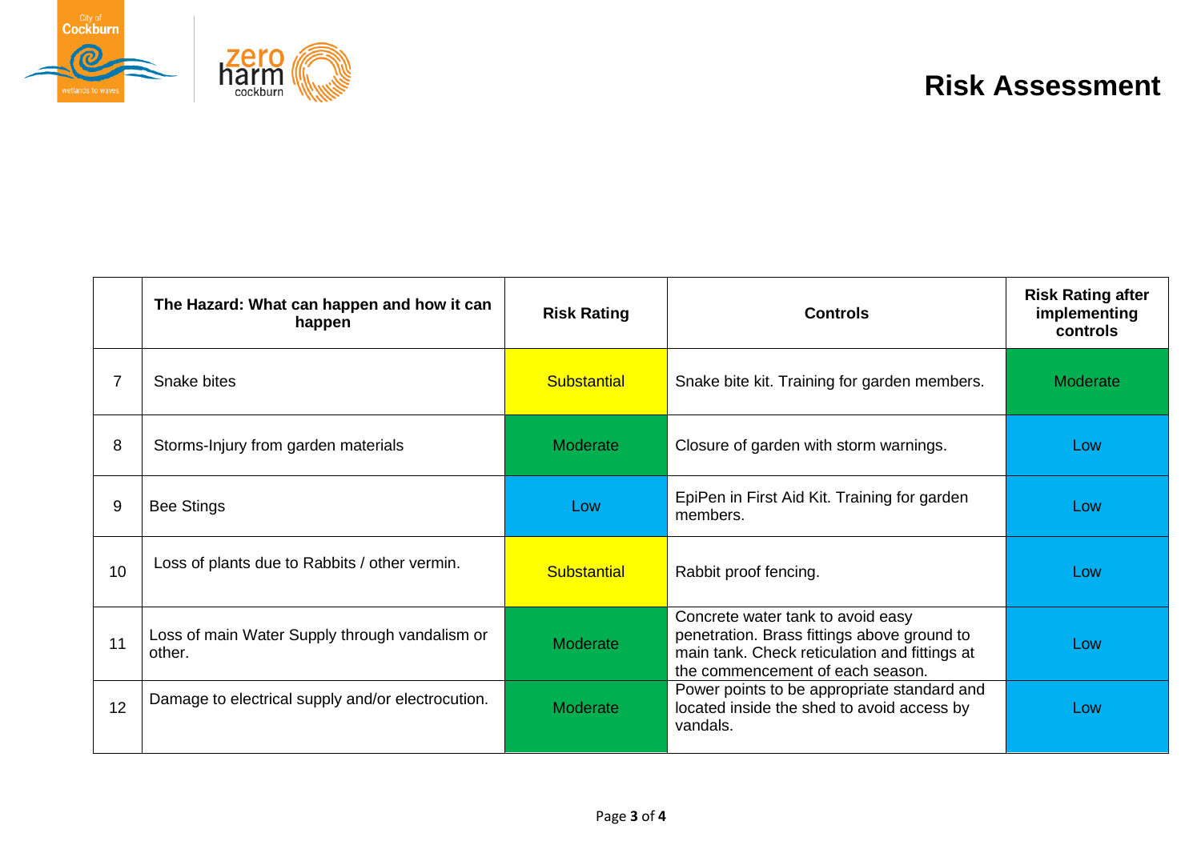# Risk Assessment

| | The Hazard: What can happen and how it can happen | Risk Rating | Controls | Risk Rating after implementing controls |
|---|---|---|---|---|
| 7 | Snake bites | Substantial | Snake bite kit. Training for garden members. | Moderate |
| 8 | Storms-Injury from garden materials | Moderate | Closure of garden with storm warnings. | Low |
| 9 | Bee Stings | Low | EpiPen in First Aid Kit. Training for garden members. | Low |
| 10 | Loss of plants due to Rabbits / other vermin. | Substantial | Rabbit proof fencing. | Low |
| 11 | Loss of main Water Supply through vandalism or other. | Moderate | Concrete water tank to avoid easy penetration. Brass fittings above ground to main tank. Check reticulation and fittings at the commencement of each season. | Low |
| 12 | Damage to electrical supply and/or electrocution. | Moderate | Power points to be appropriate standard and located inside the shed to avoid access by vandals. | Low |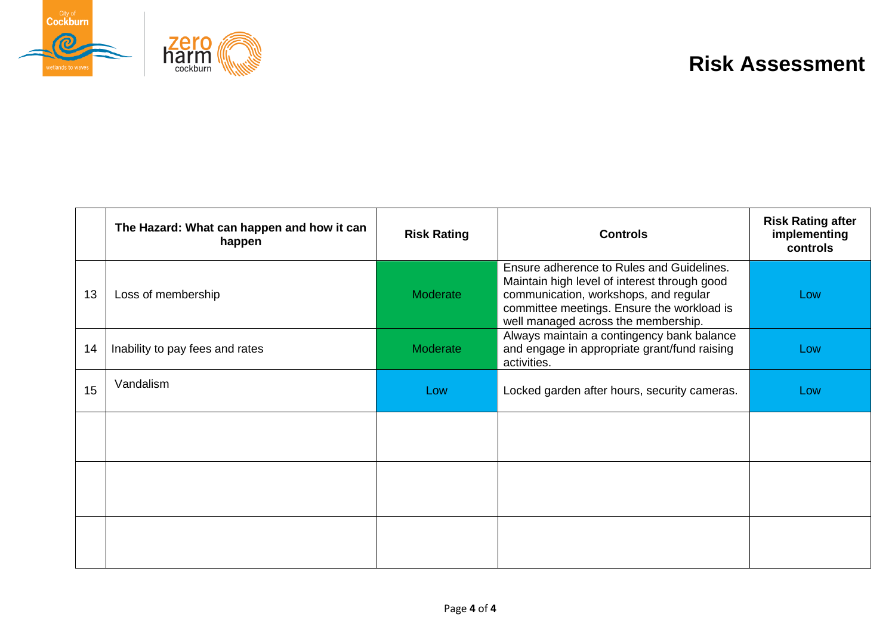# Risk Assessment

| | The Hazard: What can happen and how it can happen | Risk Rating | Controls | Risk Rating after implementing controls |
|---|---|---|---|---|
| 13 | Loss of membership | Moderate | Ensure adherence to Rules and Guidelines. Maintain high level of interest through good communication, workshops, and regular committee meetings. Ensure the workload is well managed across the membership. | Low |
| 14 | Inability to pay fees and rates | Moderate | Always maintain a contingency bank balance and engage in appropriate grant/fund raising activities. | Low |
| 15 | Vandalism | Low | Locked garden after hours, security cameras. | Low |
| | | | | |
| | | | | |
| | | | | |